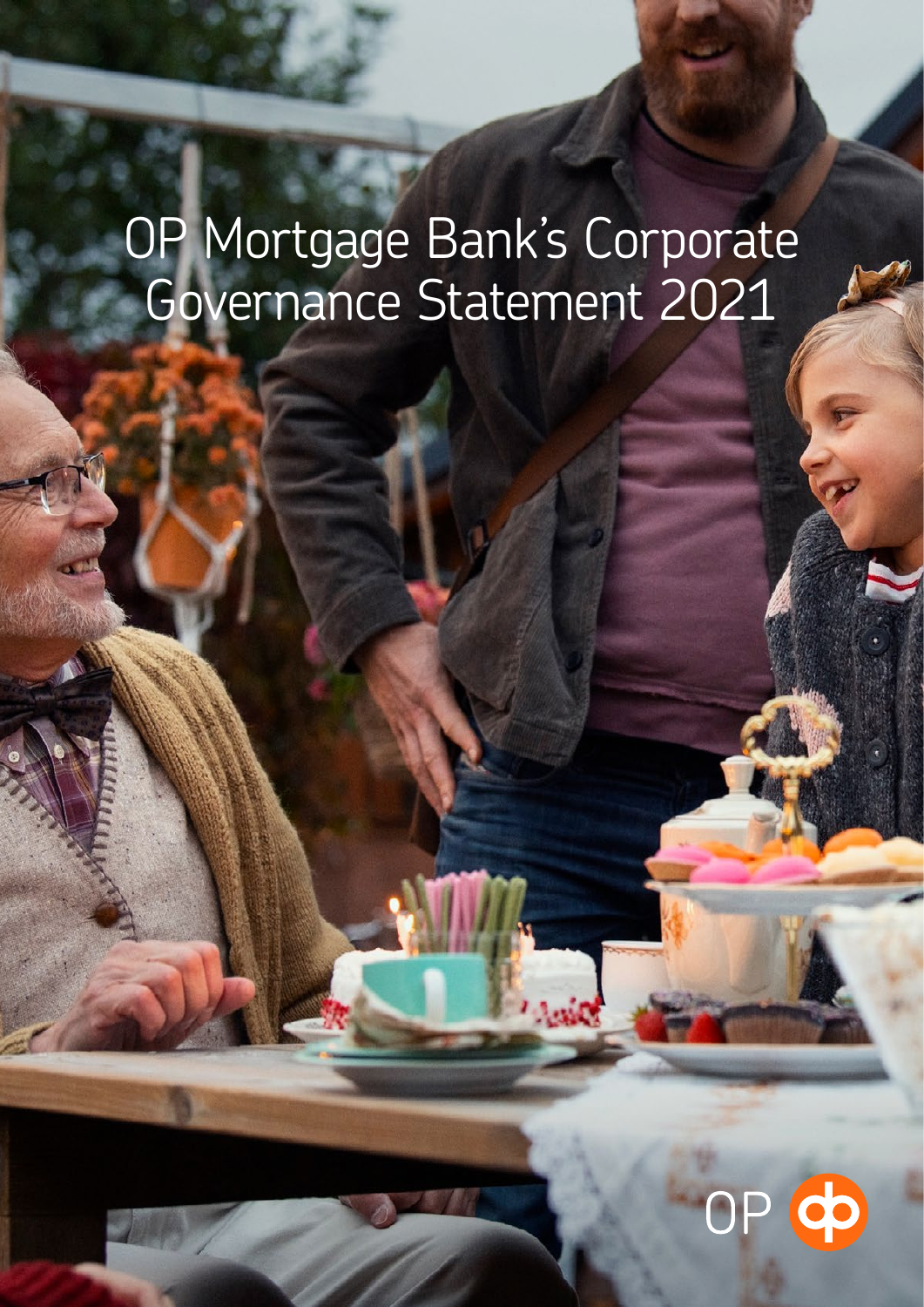# OP Mortgage Bank's Corporate Governance Statement 2021

OP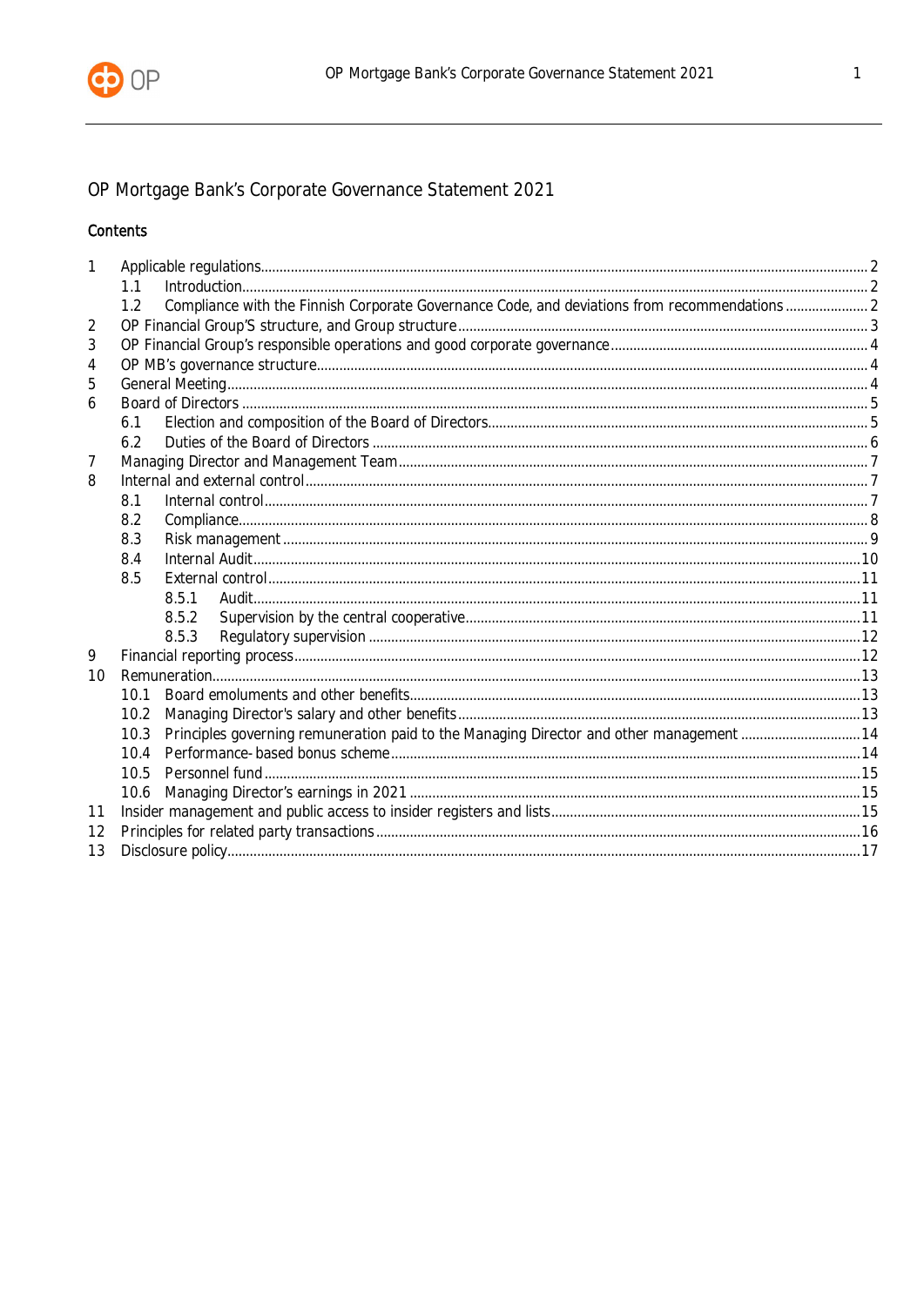# OP Mortgage Bank's Corporate Governance Statement 2021

## Contents

1 Applicable regulations ... 2
  1.1 Introduction ... 2
  1.2 Compliance with the Finnish Corporate Governance Code, and deviations from recommendations ... 2
2 OP Financial Group'S structure, and Group structure ... 3
3 OP Financial Group's responsible operations and good corporate governance ... 4
4 OP MB's governance structure ... 4
5 General Meeting ... 4
6 Board of Directors ... 5
  6.1 Election and composition of the Board of Directors ... 5
  6.2 Duties of the Board of Directors ... 6
7 Managing Director and Management Team ... 7
8 Internal and external control ... 7
  8.1 Internal control ... 7
  8.2 Compliance ... 8
  8.3 Risk management ... 9
  8.4 Internal Audit ... 10
  8.5 External control ... 11
    8.5.1 Audit ... 11
    8.5.2 Supervision by the central cooperative ... 11
    8.5.3 Regulatory supervision ... 12
9 Financial reporting process ... 12
10 Remuneration ... 13
  10.1 Board emoluments and other benefits ... 13
  10.2 Managing Director's salary and other benefits ... 13
  10.3 Principles governing remuneration paid to the Managing Director and other management ... 14
  10.4 Performance-based bonus scheme ... 14
  10.5 Personnel fund ... 15
  10.6 Managing Director's earnings in 2021 ... 15
11 Insider management and public access to insider registers and lists ... 15
12 Principles for related party transactions ... 16
13 Disclosure policy ... 17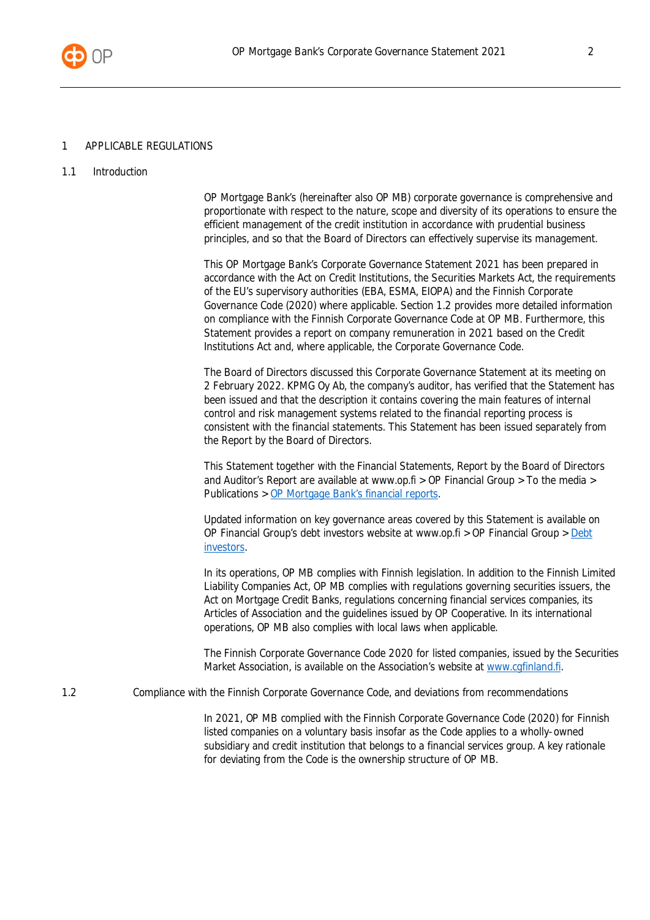# 1 APPLICABLE REGULATIONS

## 1.1 Introduction

OP Mortgage Bank's (hereinafter also OP MB) corporate governance is comprehensive and proportionate with respect to the nature, scope and diversity of its operations to ensure the efficient management of the credit institution in accordance with prudential business principles, and so that the Board of Directors can effectively supervise its management.

This OP Mortgage Bank's Corporate Governance Statement 2021 has been prepared in accordance with the Act on Credit Institutions, the Securities Markets Act, the requirements of the EU's supervisory authorities (EBA, ESMA, EIOPA) and the Finnish Corporate Governance Code (2020) where applicable. Section 1.2 provides more detailed information on compliance with the Finnish Corporate Governance Code at OP MB. Furthermore, this Statement provides a report on company remuneration in 2021 based on the Credit Institutions Act and, where applicable, the Corporate Governance Code.

The Board of Directors discussed this Corporate Governance Statement at its meeting on 2 February 2022. KPMG Oy Ab, the company's auditor, has verified that the Statement has been issued and that the description it contains covering the main features of internal control and risk management systems related to the financial reporting process is consistent with the financial statements. This Statement has been issued separately from the Report by the Board of Directors.

This Statement together with the Financial Statements, Report by the Board of Directors and Auditor's Report are available at www.op.fi > OP Financial Group > To the media > Publications > OP Mortgage Bank's financial reports.

Updated information on key governance areas covered by this Statement is available on OP Financial Group's debt investors website at www.op.fi > OP Financial Group > Debt investors.

In its operations, OP MB complies with Finnish legislation. In addition to the Finnish Limited Liability Companies Act, OP MB complies with regulations governing securities issuers, the Act on Mortgage Credit Banks, regulations concerning financial services companies, its Articles of Association and the guidelines issued by OP Cooperative. In its international operations, OP MB also complies with local laws when applicable.

The Finnish Corporate Governance Code 2020 for listed companies, issued by the Securities Market Association, is available on the Association's website at www.cgfinland.fi.

## 1.2 Compliance with the Finnish Corporate Governance Code, and deviations from recommendations

In 2021, OP MB complied with the Finnish Corporate Governance Code (2020) for Finnish listed companies on a voluntary basis insofar as the Code applies to a wholly-owned subsidiary and credit institution that belongs to a financial services group. A key rationale for deviating from the Code is the ownership structure of OP MB.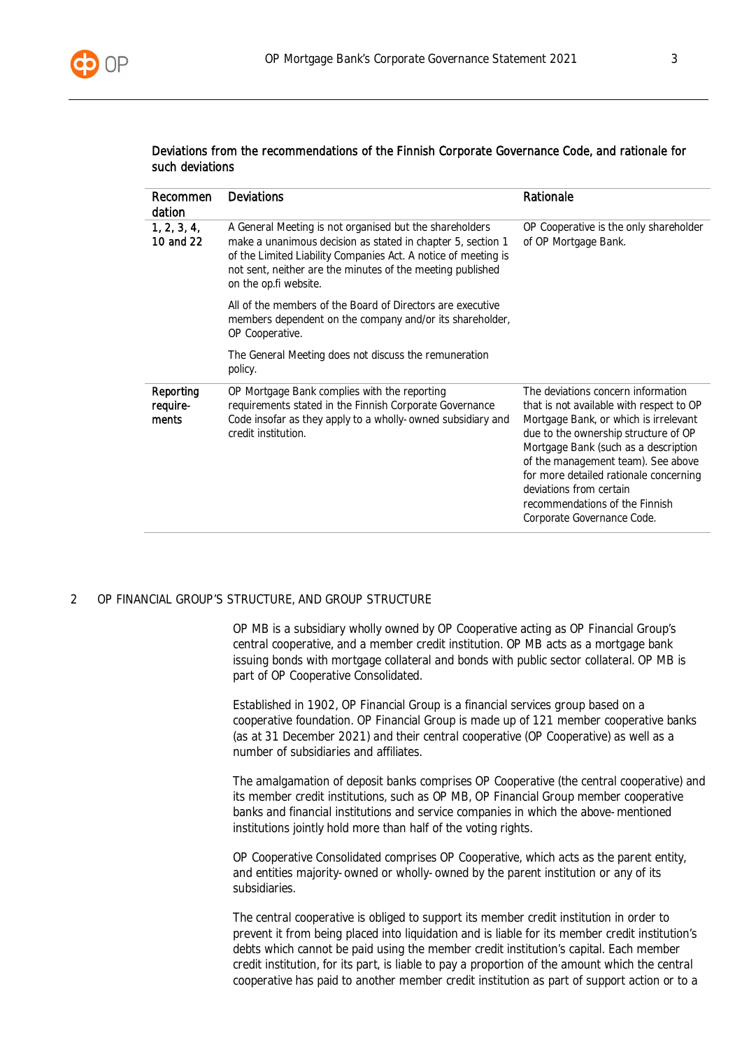### Deviations from the recommendations of the Finnish Corporate Governance Code, and rationale for such deviations

| Recommendation | Deviations | Rationale |
|---|---|---|
| 1, 2, 3, 4, 10 and 22 | A General Meeting is not organised but the shareholders make a unanimous decision as stated in chapter 5, section 1 of the Limited Liability Companies Act. A notice of meeting is not sent, neither are the minutes of the meeting published on the op.fi website.<br><br>All of the members of the Board of Directors are executive members dependent on the company and/or its shareholder, OP Cooperative.<br><br>The General Meeting does not discuss the remuneration policy. | OP Cooperative is the only shareholder of OP Mortgage Bank. |
| Reporting requirements | OP Mortgage Bank complies with the reporting requirements stated in the Finnish Corporate Governance Code insofar as they apply to a wholly-owned subsidiary and credit institution. | The deviations concern information that is not available with respect to OP Mortgage Bank, or which is irrelevant due to the ownership structure of OP Mortgage Bank (such as a description of the management team). See above for more detailed rationale concerning deviations from certain recommendations of the Finnish Corporate Governance Code. |

## 2 OP FINANCIAL GROUP'S STRUCTURE, AND GROUP STRUCTURE

OP MB is a subsidiary wholly owned by OP Cooperative acting as OP Financial Group's central cooperative, and a member credit institution. OP MB acts as a mortgage bank issuing bonds with mortgage collateral and bonds with public sector collateral. OP MB is part of OP Cooperative Consolidated.

Established in 1902, OP Financial Group is a financial services group based on a cooperative foundation. OP Financial Group is made up of 121 member cooperative banks (as at 31 December 2021) and their central cooperative (OP Cooperative) as well as a number of subsidiaries and affiliates.

The amalgamation of deposit banks comprises OP Cooperative (the central cooperative) and its member credit institutions, such as OP MB, OP Financial Group member cooperative banks and financial institutions and service companies in which the above-mentioned institutions jointly hold more than half of the voting rights.

OP Cooperative Consolidated comprises OP Cooperative, which acts as the parent entity, and entities majority-owned or wholly-owned by the parent institution or any of its subsidiaries.

The central cooperative is obliged to support its member credit institution in order to prevent it from being placed into liquidation and is liable for its member credit institution's debts which cannot be paid using the member credit institution's capital. Each member credit institution, for its part, is liable to pay a proportion of the amount which the central cooperative has paid to another member credit institution as part of support action or to a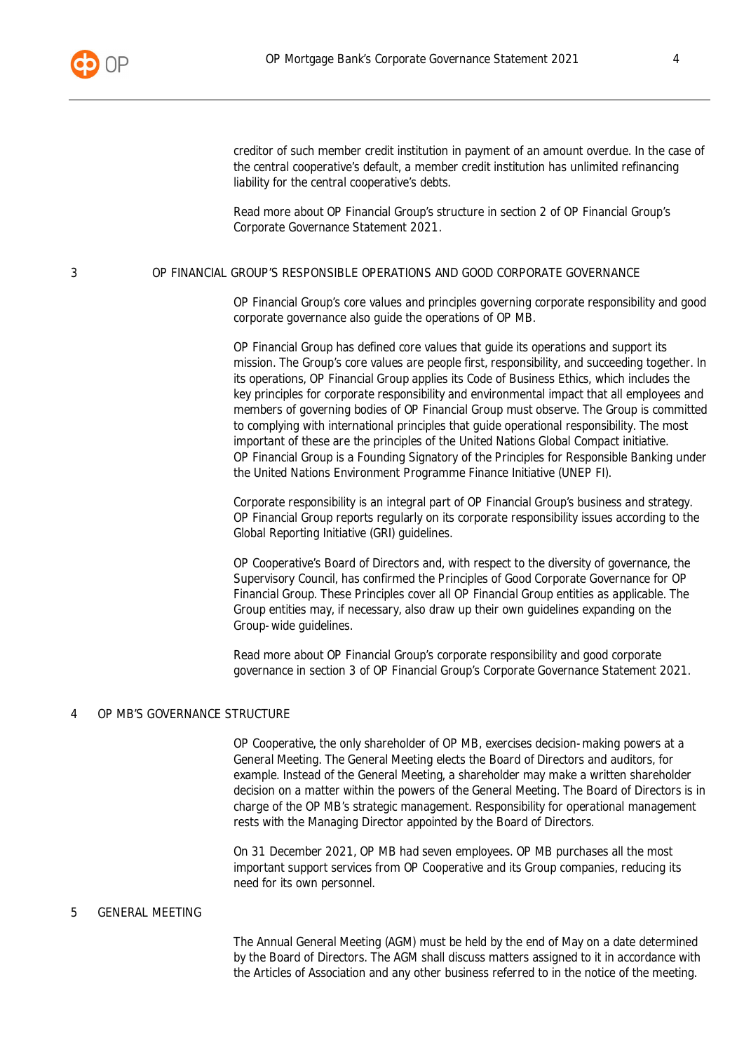creditor of such member credit institution in payment of an amount overdue. In the case of the central cooperative's default, a member credit institution has unlimited refinancing liability for the central cooperative's debts.

Read more about OP Financial Group's structure in section 2 of OP Financial Group's Corporate Governance Statement 2021.

## 3 OP FINANCIAL GROUP'S RESPONSIBLE OPERATIONS AND GOOD CORPORATE GOVERNANCE

OP Financial Group's core values and principles governing corporate responsibility and good corporate governance also guide the operations of OP MB.

OP Financial Group has defined core values that guide its operations and support its mission. The Group's core values are people first, responsibility, and succeeding together. In its operations, OP Financial Group applies its Code of Business Ethics, which includes the key principles for corporate responsibility and environmental impact that all employees and members of governing bodies of OP Financial Group must observe. The Group is committed to complying with international principles that guide operational responsibility. The most important of these are the principles of the United Nations Global Compact initiative. OP Financial Group is a Founding Signatory of the Principles for Responsible Banking under the United Nations Environment Programme Finance Initiative (UNEP FI).

Corporate responsibility is an integral part of OP Financial Group's business and strategy. OP Financial Group reports regularly on its corporate responsibility issues according to the Global Reporting Initiative (GRI) guidelines.

OP Cooperative's Board of Directors and, with respect to the diversity of governance, the Supervisory Council, has confirmed the Principles of Good Corporate Governance for OP Financial Group. These Principles cover all OP Financial Group entities as applicable. The Group entities may, if necessary, also draw up their own guidelines expanding on the Group-wide guidelines.

Read more about OP Financial Group's corporate responsibility and good corporate governance in section 3 of OP Financial Group's Corporate Governance Statement 2021.

## 4 OP MB'S GOVERNANCE STRUCTURE

OP Cooperative, the only shareholder of OP MB, exercises decision-making powers at a General Meeting. The General Meeting elects the Board of Directors and auditors, for example. Instead of the General Meeting, a shareholder may make a written shareholder decision on a matter within the powers of the General Meeting. The Board of Directors is in charge of the OP MB's strategic management. Responsibility for operational management rests with the Managing Director appointed by the Board of Directors.

On 31 December 2021, OP MB had seven employees. OP MB purchases all the most important support services from OP Cooperative and its Group companies, reducing its need for its own personnel.

## 5 GENERAL MEETING

The Annual General Meeting (AGM) must be held by the end of May on a date determined by the Board of Directors. The AGM shall discuss matters assigned to it in accordance with the Articles of Association and any other business referred to in the notice of the meeting.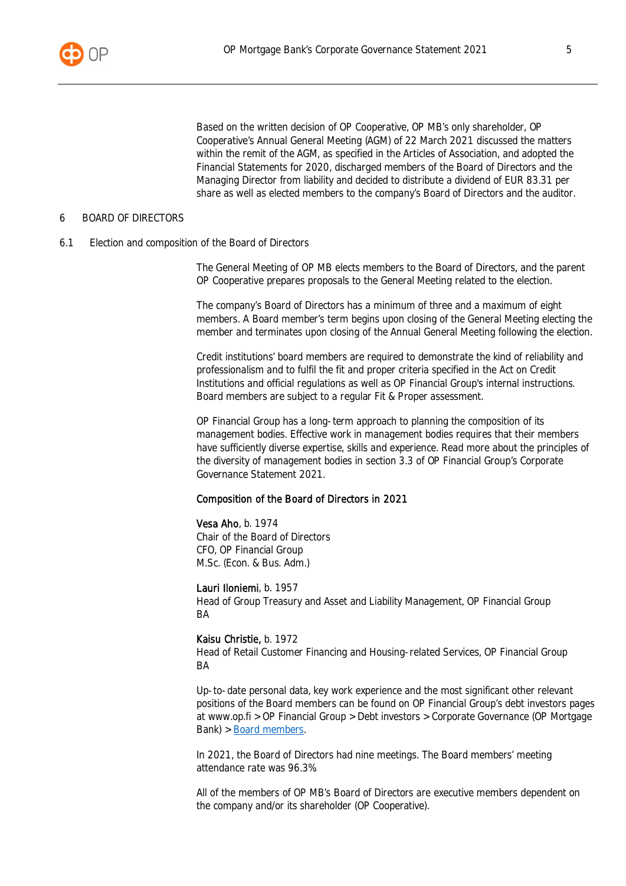Based on the written decision of OP Cooperative, OP MB's only shareholder, OP Cooperative's Annual General Meeting (AGM) of 22 March 2021 discussed the matters within the remit of the AGM, as specified in the Articles of Association, and adopted the Financial Statements for 2020, discharged members of the Board of Directors and the Managing Director from liability and decided to distribute a dividend of EUR 83.31 per share as well as elected members to the company's Board of Directors and the auditor.

# 6 BOARD OF DIRECTORS

## 6.1 Election and composition of the Board of Directors

The General Meeting of OP MB elects members to the Board of Directors, and the parent OP Cooperative prepares proposals to the General Meeting related to the election.

The company's Board of Directors has a minimum of three and a maximum of eight members. A Board member's term begins upon closing of the General Meeting electing the member and terminates upon closing of the Annual General Meeting following the election.

Credit institutions' board members are required to demonstrate the kind of reliability and professionalism and to fulfil the fit and proper criteria specified in the Act on Credit Institutions and official regulations as well as OP Financial Group's internal instructions. Board members are subject to a regular Fit & Proper assessment.

OP Financial Group has a long-term approach to planning the composition of its management bodies. Effective work in management bodies requires that their members have sufficiently diverse expertise, skills and experience. Read more about the principles of the diversity of management bodies in section 3.3 of OP Financial Group's Corporate Governance Statement 2021.

### Composition of the Board of Directors in 2021

**Vesa Aho**, b. 1974
Chair of the Board of Directors
CFO, OP Financial Group
M.Sc. (Econ. & Bus. Adm.)

**Lauri Iloniemi**, b. 1957
Head of Group Treasury and Asset and Liability Management, OP Financial Group
BA

**Kaisu Christie,** b. 1972
Head of Retail Customer Financing and Housing-related Services, OP Financial Group
BA

Up-to-date personal data, key work experience and the most significant other relevant positions of the Board members can be found on OP Financial Group's debt investors pages at www.op.fi > OP Financial Group > Debt investors > Corporate Governance (OP Mortgage Bank) > Board members.

In 2021, the Board of Directors had nine meetings. The Board members' meeting attendance rate was 96.3%

All of the members of OP MB's Board of Directors are executive members dependent on the company and/or its shareholder (OP Cooperative).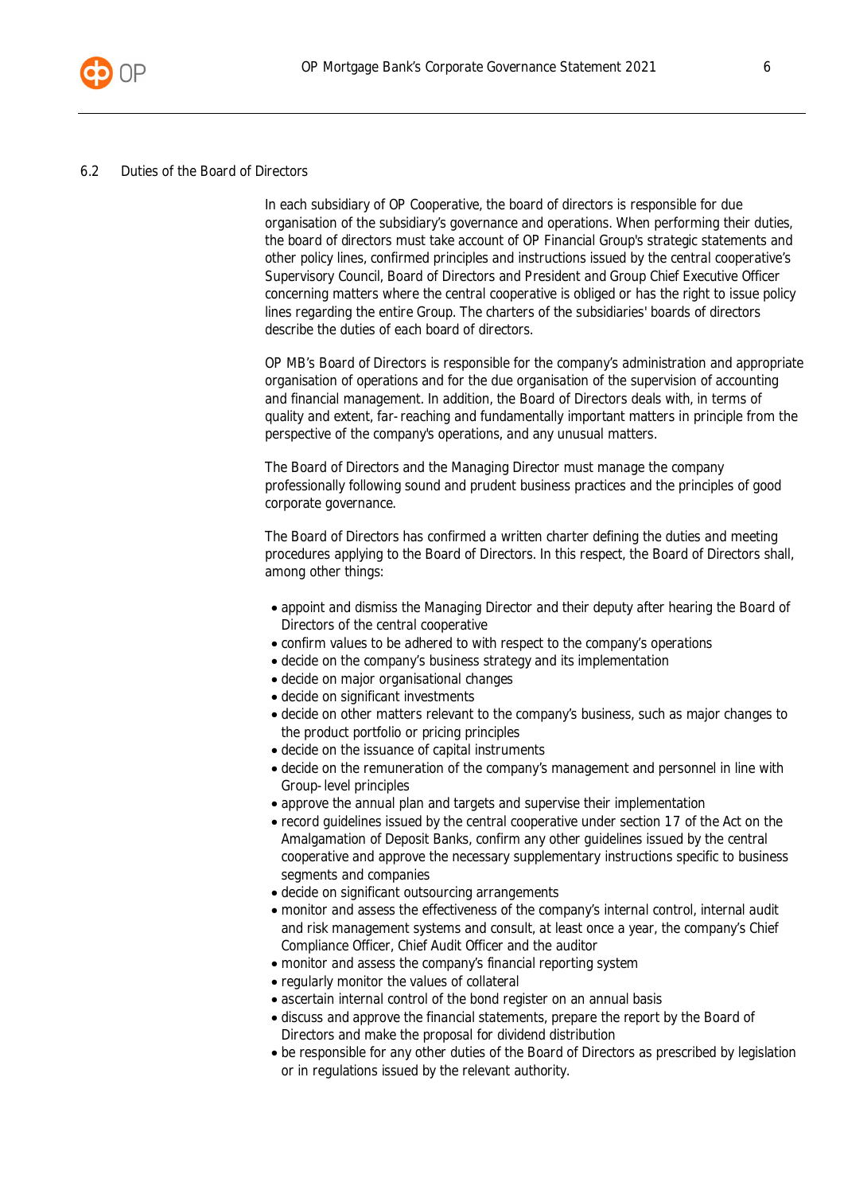### 6.2 Duties of the Board of Directors

In each subsidiary of OP Cooperative, the board of directors is responsible for due organisation of the subsidiary's governance and operations. When performing their duties, the board of directors must take account of OP Financial Group's strategic statements and other policy lines, confirmed principles and instructions issued by the central cooperative's Supervisory Council, Board of Directors and President and Group Chief Executive Officer concerning matters where the central cooperative is obliged or has the right to issue policy lines regarding the entire Group. The charters of the subsidiaries' boards of directors describe the duties of each board of directors.

OP MB's Board of Directors is responsible for the company's administration and appropriate organisation of operations and for the due organisation of the supervision of accounting and financial management. In addition, the Board of Directors deals with, in terms of quality and extent, far-reaching and fundamentally important matters in principle from the perspective of the company's operations, and any unusual matters.

The Board of Directors and the Managing Director must manage the company professionally following sound and prudent business practices and the principles of good corporate governance.

The Board of Directors has confirmed a written charter defining the duties and meeting procedures applying to the Board of Directors. In this respect, the Board of Directors shall, among other things:

- appoint and dismiss the Managing Director and their deputy after hearing the Board of Directors of the central cooperative
- confirm values to be adhered to with respect to the company's operations
- decide on the company's business strategy and its implementation
- decide on major organisational changes
- decide on significant investments
- decide on other matters relevant to the company's business, such as major changes to the product portfolio or pricing principles
- decide on the issuance of capital instruments
- decide on the remuneration of the company's management and personnel in line with Group-level principles
- approve the annual plan and targets and supervise their implementation
- record guidelines issued by the central cooperative under section 17 of the Act on the Amalgamation of Deposit Banks, confirm any other guidelines issued by the central cooperative and approve the necessary supplementary instructions specific to business segments and companies
- decide on significant outsourcing arrangements
- monitor and assess the effectiveness of the company's internal control, internal audit and risk management systems and consult, at least once a year, the company's Chief Compliance Officer, Chief Audit Officer and the auditor
- monitor and assess the company's financial reporting system
- regularly monitor the values of collateral
- ascertain internal control of the bond register on an annual basis
- discuss and approve the financial statements, prepare the report by the Board of Directors and make the proposal for dividend distribution
- be responsible for any other duties of the Board of Directors as prescribed by legislation or in regulations issued by the relevant authority.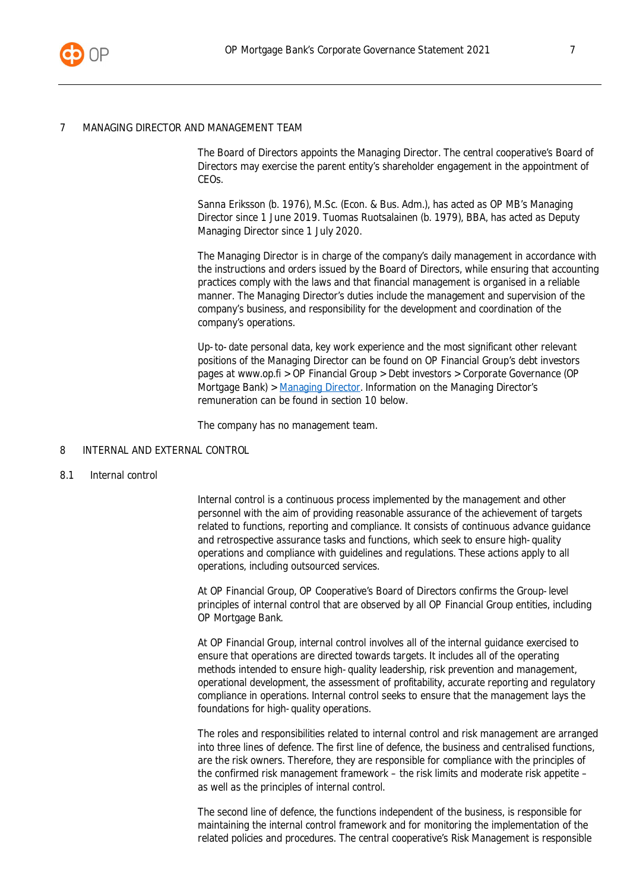## 7 MANAGING DIRECTOR AND MANAGEMENT TEAM

The Board of Directors appoints the Managing Director. The central cooperative's Board of Directors may exercise the parent entity's shareholder engagement in the appointment of CEOs.

Sanna Eriksson (b. 1976), M.Sc. (Econ. & Bus. Adm.), has acted as OP MB's Managing Director since 1 June 2019. Tuomas Ruotsalainen (b. 1979), BBA, has acted as Deputy Managing Director since 1 July 2020.

The Managing Director is in charge of the company's daily management in accordance with the instructions and orders issued by the Board of Directors, while ensuring that accounting practices comply with the laws and that financial management is organised in a reliable manner. The Managing Director's duties include the management and supervision of the company's business, and responsibility for the development and coordination of the company's operations.

Up-to-date personal data, key work experience and the most significant other relevant positions of the Managing Director can be found on OP Financial Group's debt investors pages at www.op.fi > OP Financial Group > Debt investors > Corporate Governance (OP Mortgage Bank) > Managing Director. Information on the Managing Director's remuneration can be found in section 10 below.

The company has no management team.

## 8 INTERNAL AND EXTERNAL CONTROL

### 8.1 Internal control

Internal control is a continuous process implemented by the management and other personnel with the aim of providing reasonable assurance of the achievement of targets related to functions, reporting and compliance. It consists of continuous advance guidance and retrospective assurance tasks and functions, which seek to ensure high-quality operations and compliance with guidelines and regulations. These actions apply to all operations, including outsourced services.

At OP Financial Group, OP Cooperative's Board of Directors confirms the Group-level principles of internal control that are observed by all OP Financial Group entities, including OP Mortgage Bank.

At OP Financial Group, internal control involves all of the internal guidance exercised to ensure that operations are directed towards targets. It includes all of the operating methods intended to ensure high-quality leadership, risk prevention and management, operational development, the assessment of profitability, accurate reporting and regulatory compliance in operations. Internal control seeks to ensure that the management lays the foundations for high-quality operations.

The roles and responsibilities related to internal control and risk management are arranged into three lines of defence. The first line of defence, the business and centralised functions, are the risk owners. Therefore, they are responsible for compliance with the principles of the confirmed risk management framework – the risk limits and moderate risk appetite – as well as the principles of internal control.

The second line of defence, the functions independent of the business, is responsible for maintaining the internal control framework and for monitoring the implementation of the related policies and procedures. The central cooperative's Risk Management is responsible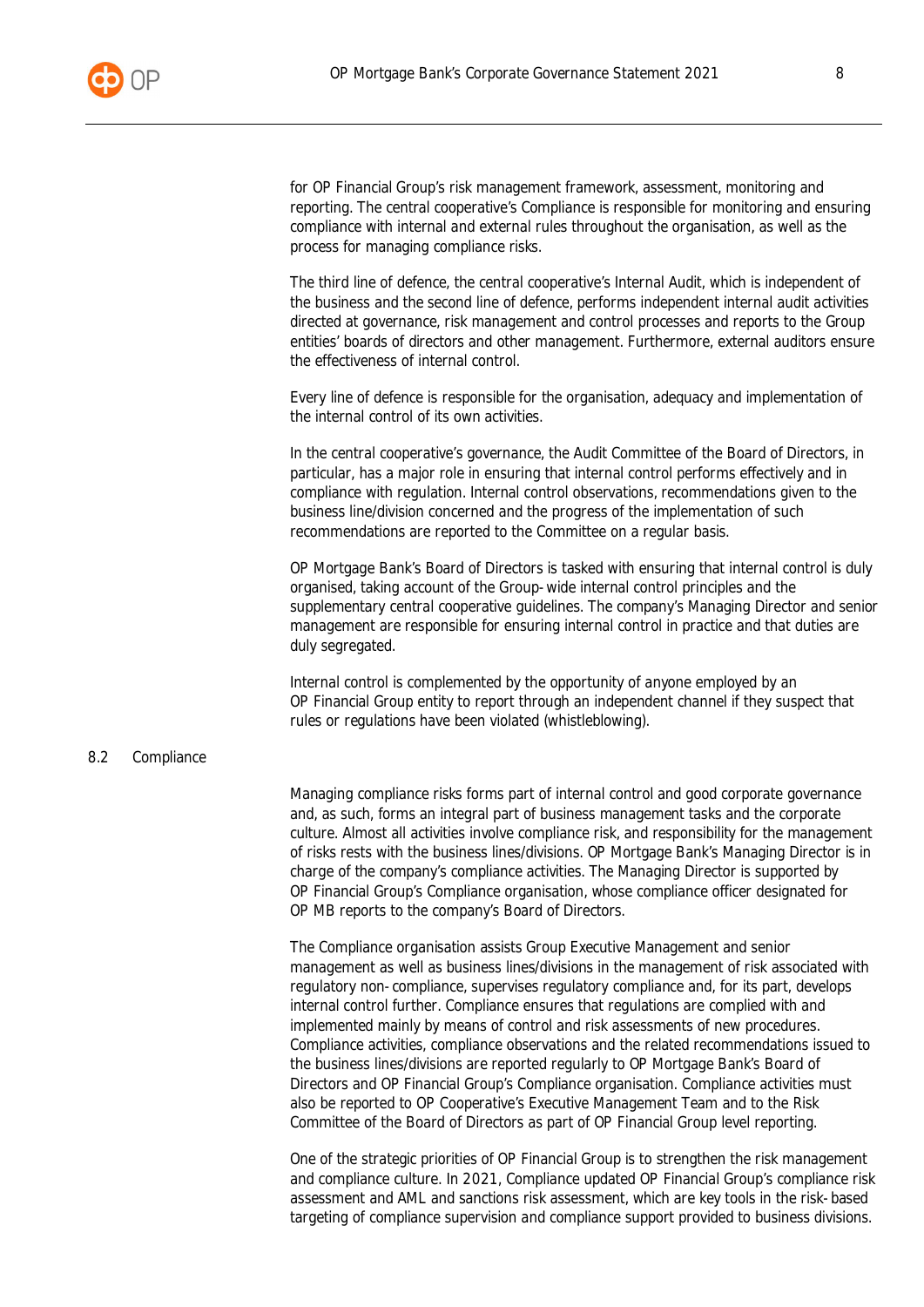for OP Financial Group's risk management framework, assessment, monitoring and reporting. The central cooperative's Compliance is responsible for monitoring and ensuring compliance with internal and external rules throughout the organisation, as well as the process for managing compliance risks.

The third line of defence, the central cooperative's Internal Audit, which is independent of the business and the second line of defence, performs independent internal audit activities directed at governance, risk management and control processes and reports to the Group entities' boards of directors and other management. Furthermore, external auditors ensure the effectiveness of internal control.

Every line of defence is responsible for the organisation, adequacy and implementation of the internal control of its own activities.

In the central cooperative's governance, the Audit Committee of the Board of Directors, in particular, has a major role in ensuring that internal control performs effectively and in compliance with regulation. Internal control observations, recommendations given to the business line/division concerned and the progress of the implementation of such recommendations are reported to the Committee on a regular basis.

OP Mortgage Bank's Board of Directors is tasked with ensuring that internal control is duly organised, taking account of the Group-wide internal control principles and the supplementary central cooperative guidelines. The company's Managing Director and senior management are responsible for ensuring internal control in practice and that duties are duly segregated.

Internal control is complemented by the opportunity of anyone employed by an OP Financial Group entity to report through an independent channel if they suspect that rules or regulations have been violated (whistleblowing).

## 8.2 Compliance

Managing compliance risks forms part of internal control and good corporate governance and, as such, forms an integral part of business management tasks and the corporate culture. Almost all activities involve compliance risk, and responsibility for the management of risks rests with the business lines/divisions. OP Mortgage Bank's Managing Director is in charge of the company's compliance activities. The Managing Director is supported by OP Financial Group's Compliance organisation, whose compliance officer designated for OP MB reports to the company's Board of Directors.

The Compliance organisation assists Group Executive Management and senior management as well as business lines/divisions in the management of risk associated with regulatory non-compliance, supervises regulatory compliance and, for its part, develops internal control further. Compliance ensures that regulations are complied with and implemented mainly by means of control and risk assessments of new procedures. Compliance activities, compliance observations and the related recommendations issued to the business lines/divisions are reported regularly to OP Mortgage Bank's Board of Directors and OP Financial Group's Compliance organisation. Compliance activities must also be reported to OP Cooperative's Executive Management Team and to the Risk Committee of the Board of Directors as part of OP Financial Group level reporting.

One of the strategic priorities of OP Financial Group is to strengthen the risk management and compliance culture. In 2021, Compliance updated OP Financial Group's compliance risk assessment and AML and sanctions risk assessment, which are key tools in the risk-based targeting of compliance supervision and compliance support provided to business divisions.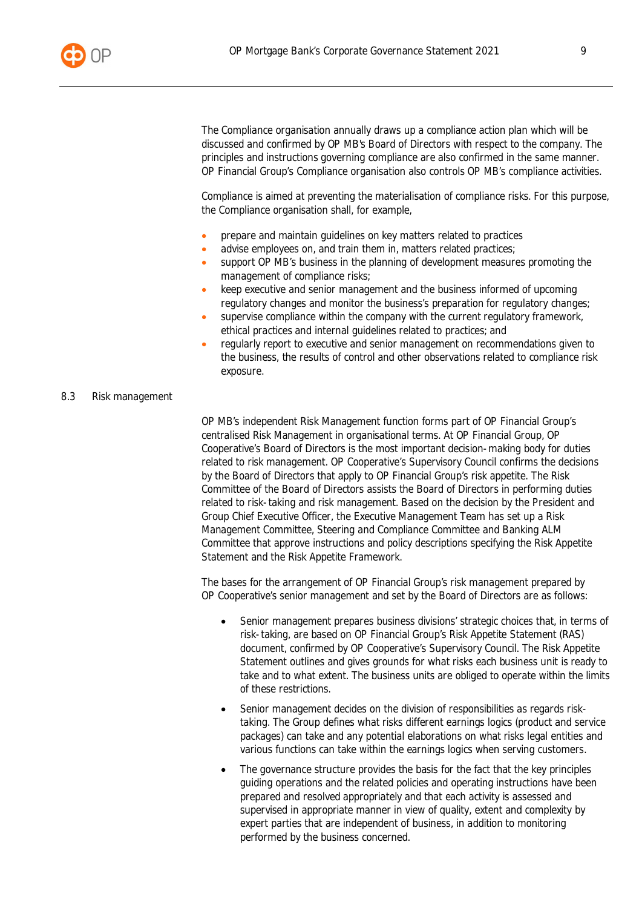The Compliance organisation annually draws up a compliance action plan which will be discussed and confirmed by OP MB's Board of Directors with respect to the company. The principles and instructions governing compliance are also confirmed in the same manner. OP Financial Group's Compliance organisation also controls OP MB's compliance activities.

Compliance is aimed at preventing the materialisation of compliance risks. For this purpose, the Compliance organisation shall, for example,

- prepare and maintain guidelines on key matters related to practices
- advise employees on, and train them in, matters related practices;
- support OP MB's business in the planning of development measures promoting the management of compliance risks;
- keep executive and senior management and the business informed of upcoming regulatory changes and monitor the business's preparation for regulatory changes;
- supervise compliance within the company with the current regulatory framework, ethical practices and internal guidelines related to practices; and
- regularly report to executive and senior management on recommendations given to the business, the results of control and other observations related to compliance risk exposure.

## 8.3 Risk management

OP MB's independent Risk Management function forms part of OP Financial Group's centralised Risk Management in organisational terms. At OP Financial Group, OP Cooperative's Board of Directors is the most important decision-making body for duties related to risk management. OP Cooperative's Supervisory Council confirms the decisions by the Board of Directors that apply to OP Financial Group's risk appetite. The Risk Committee of the Board of Directors assists the Board of Directors in performing duties related to risk-taking and risk management. Based on the decision by the President and Group Chief Executive Officer, the Executive Management Team has set up a Risk Management Committee, Steering and Compliance Committee and Banking ALM Committee that approve instructions and policy descriptions specifying the Risk Appetite Statement and the Risk Appetite Framework.

The bases for the arrangement of OP Financial Group's risk management prepared by OP Cooperative's senior management and set by the Board of Directors are as follows:

- Senior management prepares business divisions' strategic choices that, in terms of risk-taking, are based on OP Financial Group's Risk Appetite Statement (RAS) document, confirmed by OP Cooperative's Supervisory Council. The Risk Appetite Statement outlines and gives grounds for what risks each business unit is ready to take and to what extent. The business units are obliged to operate within the limits of these restrictions.
- Senior management decides on the division of responsibilities as regards risk-taking. The Group defines what risks different earnings logics (product and service packages) can take and any potential elaborations on what risks legal entities and various functions can take within the earnings logics when serving customers.
- The governance structure provides the basis for the fact that the key principles guiding operations and the related policies and operating instructions have been prepared and resolved appropriately and that each activity is assessed and supervised in appropriate manner in view of quality, extent and complexity by expert parties that are independent of business, in addition to monitoring performed by the business concerned.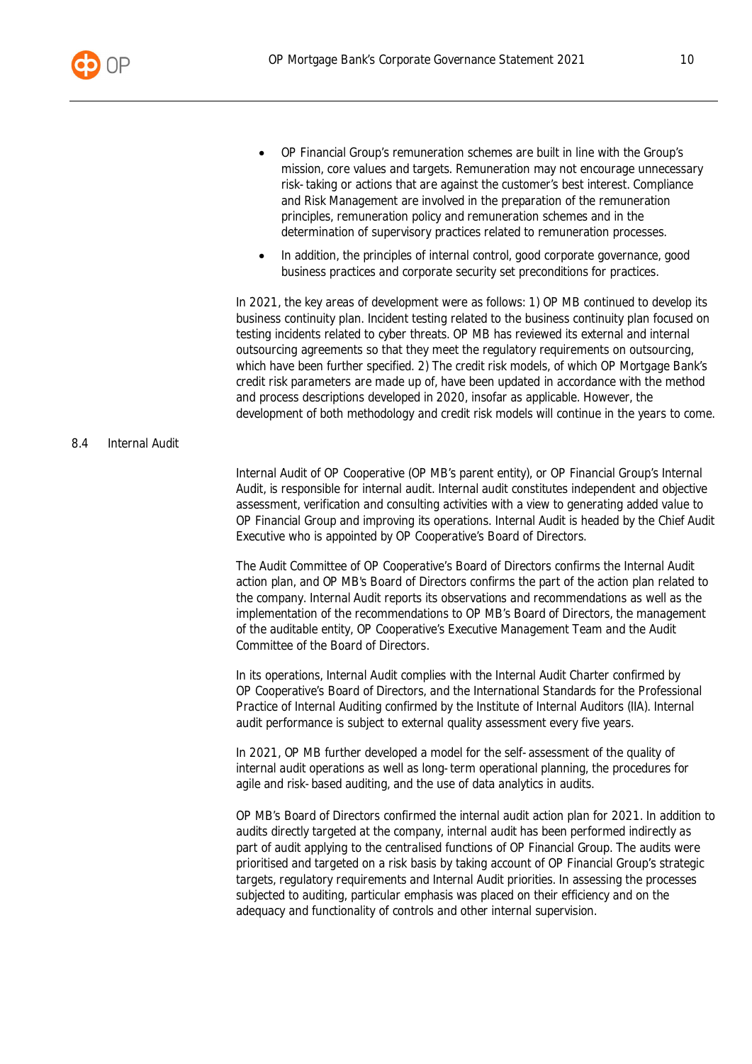- OP Financial Group's remuneration schemes are built in line with the Group's mission, core values and targets. Remuneration may not encourage unnecessary risk-taking or actions that are against the customer's best interest. Compliance and Risk Management are involved in the preparation of the remuneration principles, remuneration policy and remuneration schemes and in the determination of supervisory practices related to remuneration processes.
- In addition, the principles of internal control, good corporate governance, good business practices and corporate security set preconditions for practices.

In 2021, the key areas of development were as follows: 1) OP MB continued to develop its business continuity plan. Incident testing related to the business continuity plan focused on testing incidents related to cyber threats. OP MB has reviewed its external and internal outsourcing agreements so that they meet the regulatory requirements on outsourcing, which have been further specified. 2) The credit risk models, of which OP Mortgage Bank's credit risk parameters are made up of, have been updated in accordance with the method and process descriptions developed in 2020, insofar as applicable. However, the development of both methodology and credit risk models will continue in the years to come.

## 8.4 Internal Audit

Internal Audit of OP Cooperative (OP MB's parent entity), or OP Financial Group's Internal Audit, is responsible for internal audit. Internal audit constitutes independent and objective assessment, verification and consulting activities with a view to generating added value to OP Financial Group and improving its operations. Internal Audit is headed by the Chief Audit Executive who is appointed by OP Cooperative's Board of Directors.

The Audit Committee of OP Cooperative's Board of Directors confirms the Internal Audit action plan, and OP MB's Board of Directors confirms the part of the action plan related to the company. Internal Audit reports its observations and recommendations as well as the implementation of the recommendations to OP MB's Board of Directors, the management of the auditable entity, OP Cooperative's Executive Management Team and the Audit Committee of the Board of Directors.

In its operations, Internal Audit complies with the Internal Audit Charter confirmed by OP Cooperative's Board of Directors, and the International Standards for the Professional Practice of Internal Auditing confirmed by the Institute of Internal Auditors (IIA). Internal audit performance is subject to external quality assessment every five years.

In 2021, OP MB further developed a model for the self-assessment of the quality of internal audit operations as well as long-term operational planning, the procedures for agile and risk-based auditing, and the use of data analytics in audits.

OP MB's Board of Directors confirmed the internal audit action plan for 2021. In addition to audits directly targeted at the company, internal audit has been performed indirectly as part of audit applying to the centralised functions of OP Financial Group. The audits were prioritised and targeted on a risk basis by taking account of OP Financial Group's strategic targets, regulatory requirements and Internal Audit priorities. In assessing the processes subjected to auditing, particular emphasis was placed on their efficiency and on the adequacy and functionality of controls and other internal supervision.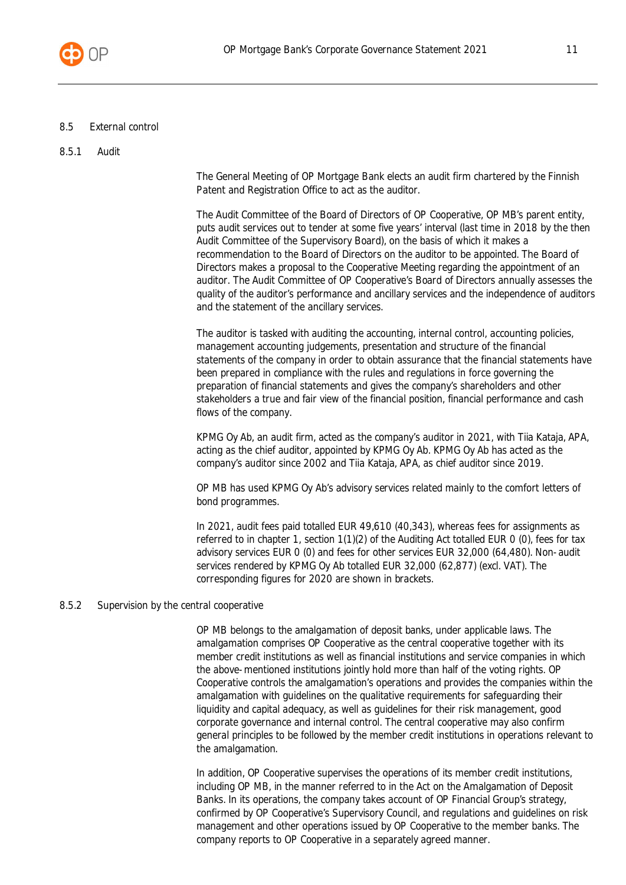## 8.5 External control

### 8.5.1 Audit

The General Meeting of OP Mortgage Bank elects an audit firm chartered by the Finnish Patent and Registration Office to act as the auditor.

The Audit Committee of the Board of Directors of OP Cooperative, OP MB's parent entity, puts audit services out to tender at some five years' interval (last time in 2018 by the then Audit Committee of the Supervisory Board), on the basis of which it makes a recommendation to the Board of Directors on the auditor to be appointed. The Board of Directors makes a proposal to the Cooperative Meeting regarding the appointment of an auditor. The Audit Committee of OP Cooperative's Board of Directors annually assesses the quality of the auditor's performance and ancillary services and the independence of auditors and the statement of the ancillary services.

The auditor is tasked with auditing the accounting, internal control, accounting policies, management accounting judgements, presentation and structure of the financial statements of the company in order to obtain assurance that the financial statements have been prepared in compliance with the rules and regulations in force governing the preparation of financial statements and gives the company's shareholders and other stakeholders a true and fair view of the financial position, financial performance and cash flows of the company.

KPMG Oy Ab, an audit firm, acted as the company's auditor in 2021, with Tiia Kataja, APA, acting as the chief auditor, appointed by KPMG Oy Ab. KPMG Oy Ab has acted as the company's auditor since 2002 and Tiia Kataja, APA, as chief auditor since 2019.

OP MB has used KPMG Oy Ab's advisory services related mainly to the comfort letters of bond programmes.

In 2021, audit fees paid totalled EUR 49,610 (40,343), whereas fees for assignments as referred to in chapter 1, section 1(1)(2) of the Auditing Act totalled EUR 0 (0), fees for tax advisory services EUR 0 (0) and fees for other services EUR 32,000 (64,480). Non-audit services rendered by KPMG Oy Ab totalled EUR 32,000 (62,877) (excl. VAT). The corresponding figures for 2020 are shown in brackets.

### 8.5.2 Supervision by the central cooperative

OP MB belongs to the amalgamation of deposit banks, under applicable laws. The amalgamation comprises OP Cooperative as the central cooperative together with its member credit institutions as well as financial institutions and service companies in which the above-mentioned institutions jointly hold more than half of the voting rights. OP Cooperative controls the amalgamation's operations and provides the companies within the amalgamation with guidelines on the qualitative requirements for safeguarding their liquidity and capital adequacy, as well as guidelines for their risk management, good corporate governance and internal control. The central cooperative may also confirm general principles to be followed by the member credit institutions in operations relevant to the amalgamation.

In addition, OP Cooperative supervises the operations of its member credit institutions, including OP MB, in the manner referred to in the Act on the Amalgamation of Deposit Banks. In its operations, the company takes account of OP Financial Group's strategy, confirmed by OP Cooperative's Supervisory Council, and regulations and guidelines on risk management and other operations issued by OP Cooperative to the member banks. The company reports to OP Cooperative in a separately agreed manner.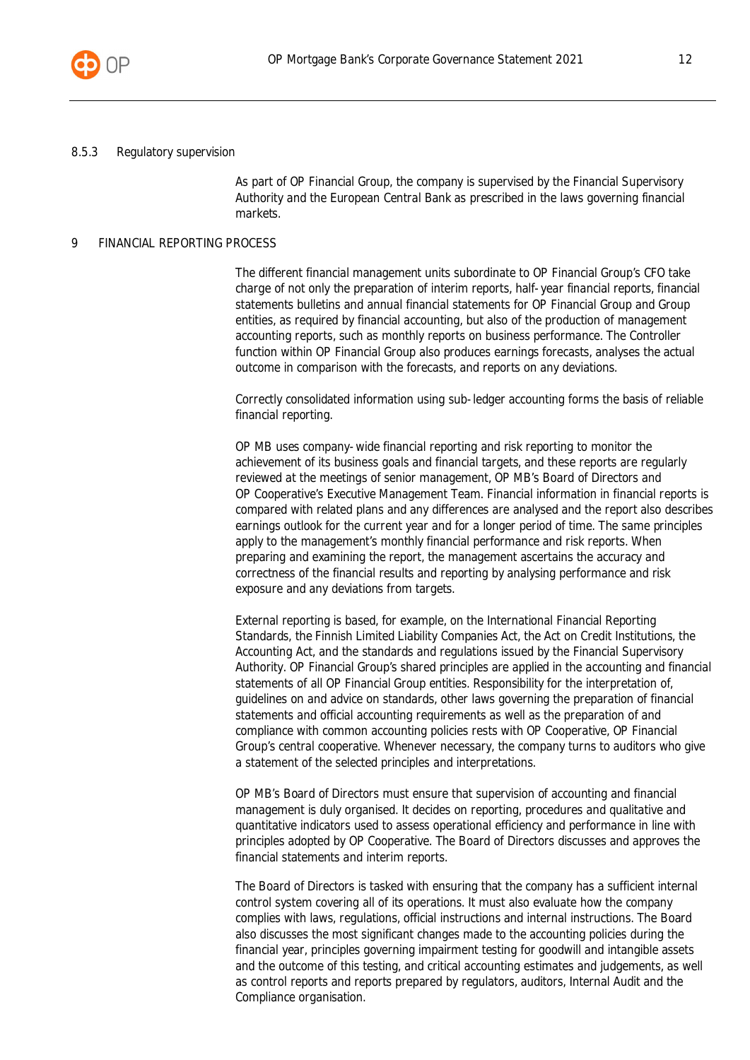#### 8.5.3 Regulatory supervision

As part of OP Financial Group, the company is supervised by the Financial Supervisory Authority and the European Central Bank as prescribed in the laws governing financial markets.

## 9 FINANCIAL REPORTING PROCESS

The different financial management units subordinate to OP Financial Group's CFO take charge of not only the preparation of interim reports, half-year financial reports, financial statements bulletins and annual financial statements for OP Financial Group and Group entities, as required by financial accounting, but also of the production of management accounting reports, such as monthly reports on business performance. The Controller function within OP Financial Group also produces earnings forecasts, analyses the actual outcome in comparison with the forecasts, and reports on any deviations.

Correctly consolidated information using sub-ledger accounting forms the basis of reliable financial reporting.

OP MB uses company-wide financial reporting and risk reporting to monitor the achievement of its business goals and financial targets, and these reports are regularly reviewed at the meetings of senior management, OP MB's Board of Directors and OP Cooperative's Executive Management Team. Financial information in financial reports is compared with related plans and any differences are analysed and the report also describes earnings outlook for the current year and for a longer period of time. The same principles apply to the management's monthly financial performance and risk reports. When preparing and examining the report, the management ascertains the accuracy and correctness of the financial results and reporting by analysing performance and risk exposure and any deviations from targets.

External reporting is based, for example, on the International Financial Reporting Standards, the Finnish Limited Liability Companies Act, the Act on Credit Institutions, the Accounting Act, and the standards and regulations issued by the Financial Supervisory Authority. OP Financial Group's shared principles are applied in the accounting and financial statements of all OP Financial Group entities. Responsibility for the interpretation of, guidelines on and advice on standards, other laws governing the preparation of financial statements and official accounting requirements as well as the preparation of and compliance with common accounting policies rests with OP Cooperative, OP Financial Group's central cooperative. Whenever necessary, the company turns to auditors who give a statement of the selected principles and interpretations.

OP MB's Board of Directors must ensure that supervision of accounting and financial management is duly organised. It decides on reporting, procedures and qualitative and quantitative indicators used to assess operational efficiency and performance in line with principles adopted by OP Cooperative. The Board of Directors discusses and approves the financial statements and interim reports.

The Board of Directors is tasked with ensuring that the company has a sufficient internal control system covering all of its operations. It must also evaluate how the company complies with laws, regulations, official instructions and internal instructions. The Board also discusses the most significant changes made to the accounting policies during the financial year, principles governing impairment testing for goodwill and intangible assets and the outcome of this testing, and critical accounting estimates and judgements, as well as control reports and reports prepared by regulators, auditors, Internal Audit and the Compliance organisation.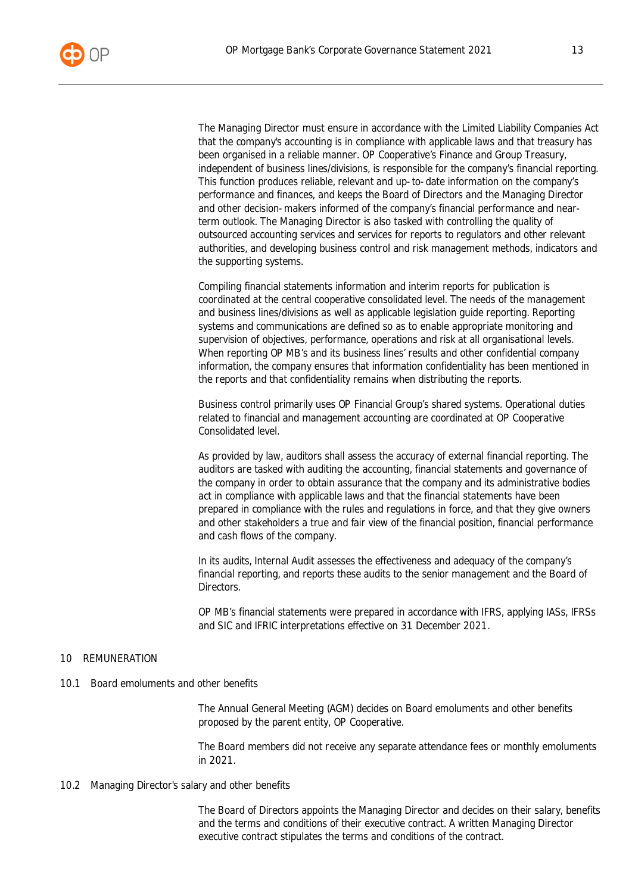The Managing Director must ensure in accordance with the Limited Liability Companies Act that the company's accounting is in compliance with applicable laws and that treasury has been organised in a reliable manner. OP Cooperative's Finance and Group Treasury, independent of business lines/divisions, is responsible for the company's financial reporting. This function produces reliable, relevant and up-to-date information on the company's performance and finances, and keeps the Board of Directors and the Managing Director and other decision-makers informed of the company's financial performance and near-term outlook. The Managing Director is also tasked with controlling the quality of outsourced accounting services and services for reports to regulators and other relevant authorities, and developing business control and risk management methods, indicators and the supporting systems.

Compiling financial statements information and interim reports for publication is coordinated at the central cooperative consolidated level. The needs of the management and business lines/divisions as well as applicable legislation guide reporting. Reporting systems and communications are defined so as to enable appropriate monitoring and supervision of objectives, performance, operations and risk at all organisational levels. When reporting OP MB's and its business lines' results and other confidential company information, the company ensures that information confidentiality has been mentioned in the reports and that confidentiality remains when distributing the reports.

Business control primarily uses OP Financial Group's shared systems. Operational duties related to financial and management accounting are coordinated at OP Cooperative Consolidated level.

As provided by law, auditors shall assess the accuracy of external financial reporting. The auditors are tasked with auditing the accounting, financial statements and governance of the company in order to obtain assurance that the company and its administrative bodies act in compliance with applicable laws and that the financial statements have been prepared in compliance with the rules and regulations in force, and that they give owners and other stakeholders a true and fair view of the financial position, financial performance and cash flows of the company.

In its audits, Internal Audit assesses the effectiveness and adequacy of the company's financial reporting, and reports these audits to the senior management and the Board of Directors.

OP MB's financial statements were prepared in accordance with IFRS, applying IASs, IFRSs and SIC and IFRIC interpretations effective on 31 December 2021.

## 10 REMUNERATION

### 10.1 Board emoluments and other benefits

The Annual General Meeting (AGM) decides on Board emoluments and other benefits proposed by the parent entity, OP Cooperative.

The Board members did not receive any separate attendance fees or monthly emoluments in 2021.

### 10.2 Managing Director's salary and other benefits

The Board of Directors appoints the Managing Director and decides on their salary, benefits and the terms and conditions of their executive contract. A written Managing Director executive contract stipulates the terms and conditions of the contract.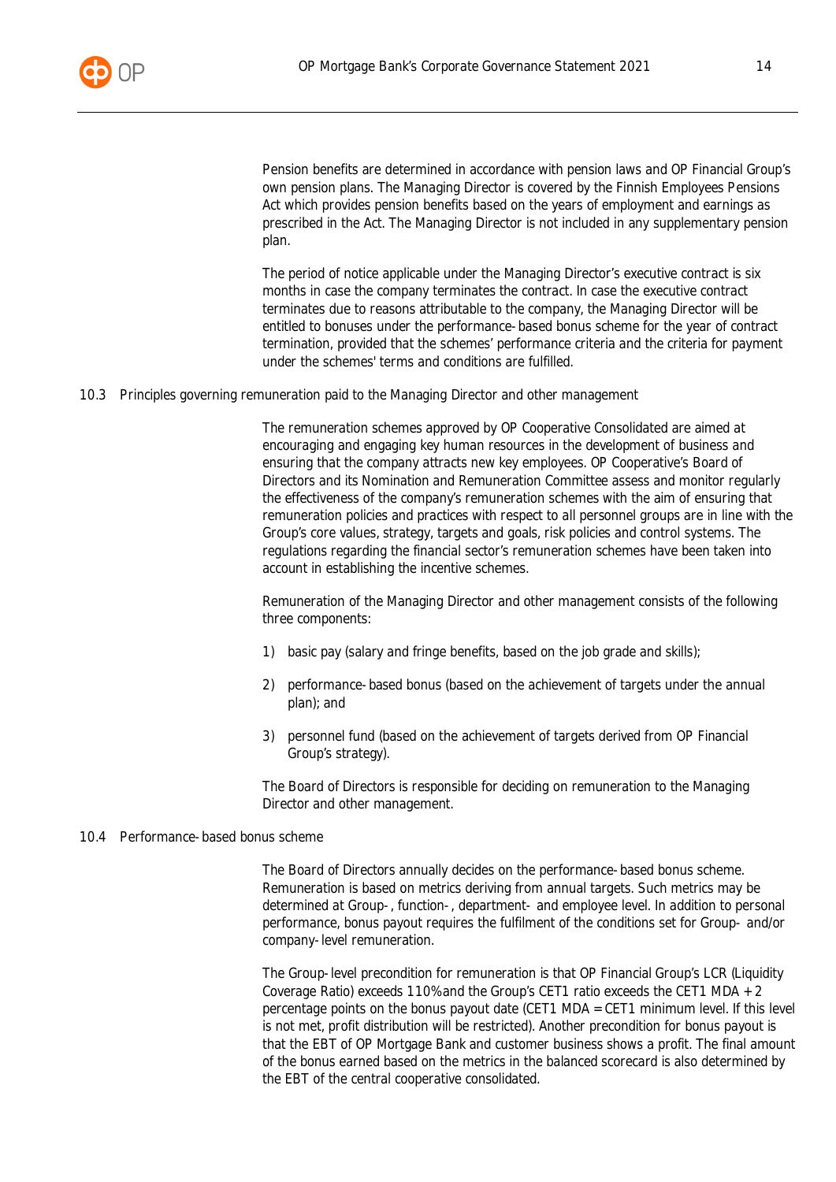Pension benefits are determined in accordance with pension laws and OP Financial Group's own pension plans. The Managing Director is covered by the Finnish Employees Pensions Act which provides pension benefits based on the years of employment and earnings as prescribed in the Act. The Managing Director is not included in any supplementary pension plan.

The period of notice applicable under the Managing Director's executive contract is six months in case the company terminates the contract. In case the executive contract terminates due to reasons attributable to the company, the Managing Director will be entitled to bonuses under the performance-based bonus scheme for the year of contract termination, provided that the schemes' performance criteria and the criteria for payment under the schemes' terms and conditions are fulfilled.

### 10.3 Principles governing remuneration paid to the Managing Director and other management

The remuneration schemes approved by OP Cooperative Consolidated are aimed at encouraging and engaging key human resources in the development of business and ensuring that the company attracts new key employees. OP Cooperative's Board of Directors and its Nomination and Remuneration Committee assess and monitor regularly the effectiveness of the company's remuneration schemes with the aim of ensuring that remuneration policies and practices with respect to all personnel groups are in line with the Group's core values, strategy, targets and goals, risk policies and control systems. The regulations regarding the financial sector's remuneration schemes have been taken into account in establishing the incentive schemes.

Remuneration of the Managing Director and other management consists of the following three components:

1) basic pay (salary and fringe benefits, based on the job grade and skills);
2) performance-based bonus (based on the achievement of targets under the annual plan); and
3) personnel fund (based on the achievement of targets derived from OP Financial Group's strategy).

The Board of Directors is responsible for deciding on remuneration to the Managing Director and other management.

### 10.4 Performance-based bonus scheme

The Board of Directors annually decides on the performance-based bonus scheme. Remuneration is based on metrics deriving from annual targets. Such metrics may be determined at Group-, function-, department- and employee level. In addition to personal performance, bonus payout requires the fulfilment of the conditions set for Group- and/or company-level remuneration.

The Group-level precondition for remuneration is that OP Financial Group's LCR (Liquidity Coverage Ratio) exceeds 110% and the Group's CET1 ratio exceeds the CET1 MDA + 2 percentage points on the bonus payout date (CET1 MDA = CET1 minimum level. If this level is not met, profit distribution will be restricted). Another precondition for bonus payout is that the EBT of OP Mortgage Bank and customer business shows a profit. The final amount of the bonus earned based on the metrics in the balanced scorecard is also determined by the EBT of the central cooperative consolidated.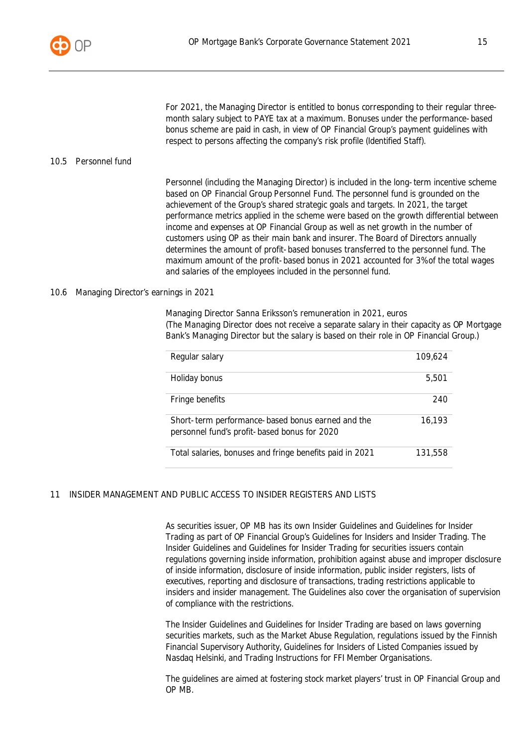For 2021, the Managing Director is entitled to bonus corresponding to their regular three-month salary subject to PAYE tax at a maximum. Bonuses under the performance-based bonus scheme are paid in cash, in view of OP Financial Group's payment guidelines with respect to persons affecting the company's risk profile (Identified Staff).

### 10.5 Personnel fund

Personnel (including the Managing Director) is included in the long-term incentive scheme based on OP Financial Group Personnel Fund. The personnel fund is grounded on the achievement of the Group's shared strategic goals and targets. In 2021, the target performance metrics applied in the scheme were based on the growth differential between income and expenses at OP Financial Group as well as net growth in the number of customers using OP as their main bank and insurer. The Board of Directors annually determines the amount of profit-based bonuses transferred to the personnel fund. The maximum amount of the profit-based bonus in 2021 accounted for 3% of the total wages and salaries of the employees included in the personnel fund.

### 10.6 Managing Director's earnings in 2021

Managing Director Sanna Eriksson's remuneration in 2021, euros
(The Managing Director does not receive a separate salary in their capacity as OP Mortgage Bank's Managing Director but the salary is based on their role in OP Financial Group.)

| | |
|---|---:|
| Regular salary | 109,624 |
| Holiday bonus | 5,501 |
| Fringe benefits | 240 |
| Short-term performance-based bonus earned and the personnel fund's profit-based bonus for 2020 | 16,193 |
| Total salaries, bonuses and fringe benefits paid in 2021 | 131,558 |

## 11 INSIDER MANAGEMENT AND PUBLIC ACCESS TO INSIDER REGISTERS AND LISTS

As securities issuer, OP MB has its own Insider Guidelines and Guidelines for Insider Trading as part of OP Financial Group's Guidelines for Insiders and Insider Trading. The Insider Guidelines and Guidelines for Insider Trading for securities issuers contain regulations governing inside information, prohibition against abuse and improper disclosure of inside information, disclosure of inside information, public insider registers, lists of executives, reporting and disclosure of transactions, trading restrictions applicable to insiders and insider management. The Guidelines also cover the organisation of supervision of compliance with the restrictions.

The Insider Guidelines and Guidelines for Insider Trading are based on laws governing securities markets, such as the Market Abuse Regulation, regulations issued by the Finnish Financial Supervisory Authority, Guidelines for Insiders of Listed Companies issued by Nasdaq Helsinki, and Trading Instructions for FFI Member Organisations.

The guidelines are aimed at fostering stock market players' trust in OP Financial Group and OP MB.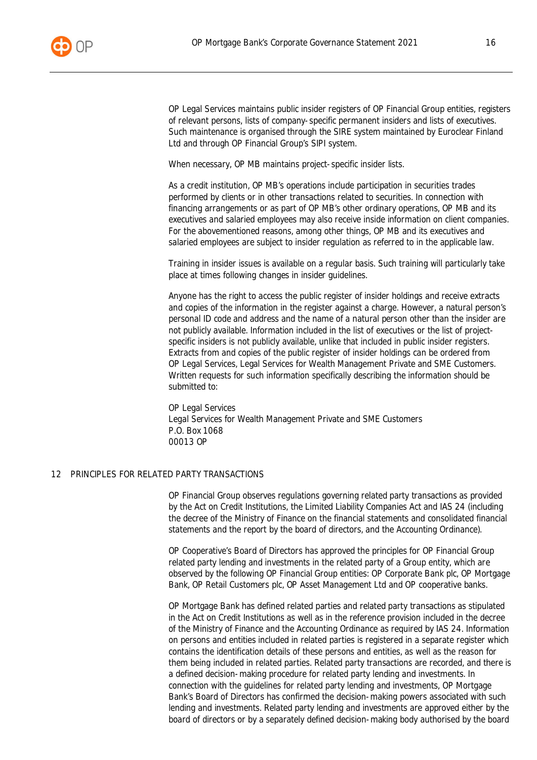OP Legal Services maintains public insider registers of OP Financial Group entities, registers of relevant persons, lists of company-specific permanent insiders and lists of executives. Such maintenance is organised through the SIRE system maintained by Euroclear Finland Ltd and through OP Financial Group's SIPI system.

When necessary, OP MB maintains project-specific insider lists.

As a credit institution, OP MB's operations include participation in securities trades performed by clients or in other transactions related to securities. In connection with financing arrangements or as part of OP MB's other ordinary operations, OP MB and its executives and salaried employees may also receive inside information on client companies. For the abovementioned reasons, among other things, OP MB and its executives and salaried employees are subject to insider regulation as referred to in the applicable law.

Training in insider issues is available on a regular basis. Such training will particularly take place at times following changes in insider guidelines.

Anyone has the right to access the public register of insider holdings and receive extracts and copies of the information in the register against a charge. However, a natural person's personal ID code and address and the name of a natural person other than the insider are not publicly available. Information included in the list of executives or the list of project-specific insiders is not publicly available, unlike that included in public insider registers. Extracts from and copies of the public register of insider holdings can be ordered from OP Legal Services, Legal Services for Wealth Management Private and SME Customers. Written requests for such information specifically describing the information should be submitted to:

OP Legal Services  
Legal Services for Wealth Management Private and SME Customers  
P.O. Box 1068  
00013 OP

## 12 PRINCIPLES FOR RELATED PARTY TRANSACTIONS

OP Financial Group observes regulations governing related party transactions as provided by the Act on Credit Institutions, the Limited Liability Companies Act and IAS 24 (including the decree of the Ministry of Finance on the financial statements and consolidated financial statements and the report by the board of directors, and the Accounting Ordinance).

OP Cooperative's Board of Directors has approved the principles for OP Financial Group related party lending and investments in the related party of a Group entity, which are observed by the following OP Financial Group entities: OP Corporate Bank plc, OP Mortgage Bank, OP Retail Customers plc, OP Asset Management Ltd and OP cooperative banks.

OP Mortgage Bank has defined related parties and related party transactions as stipulated in the Act on Credit Institutions as well as in the reference provision included in the decree of the Ministry of Finance and the Accounting Ordinance as required by IAS 24. Information on persons and entities included in related parties is registered in a separate register which contains the identification details of these persons and entities, as well as the reason for them being included in related parties. Related party transactions are recorded, and there is a defined decision-making procedure for related party lending and investments. In connection with the guidelines for related party lending and investments, OP Mortgage Bank's Board of Directors has confirmed the decision-making powers associated with such lending and investments. Related party lending and investments are approved either by the board of directors or by a separately defined decision-making body authorised by the board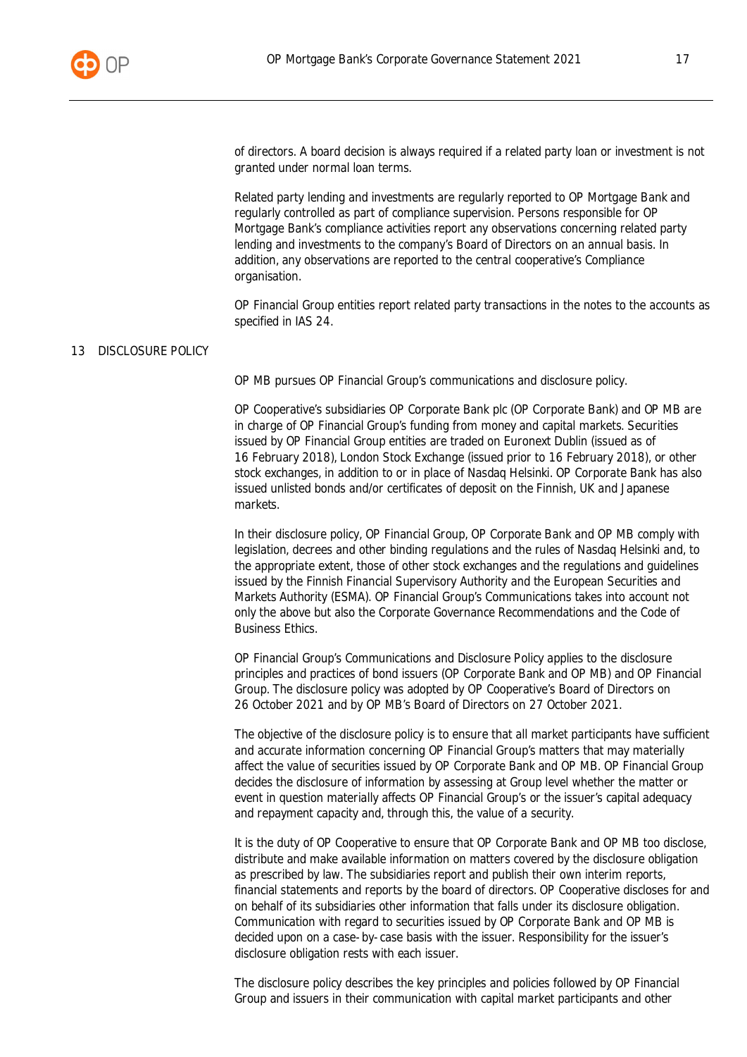of directors. A board decision is always required if a related party loan or investment is not granted under normal loan terms.

Related party lending and investments are regularly reported to OP Mortgage Bank and regularly controlled as part of compliance supervision. Persons responsible for OP Mortgage Bank's compliance activities report any observations concerning related party lending and investments to the company's Board of Directors on an annual basis. In addition, any observations are reported to the central cooperative's Compliance organisation.

OP Financial Group entities report related party transactions in the notes to the accounts as specified in IAS 24.

## 13 DISCLOSURE POLICY

OP MB pursues OP Financial Group's communications and disclosure policy.

OP Cooperative's subsidiaries OP Corporate Bank plc (OP Corporate Bank) and OP MB are in charge of OP Financial Group's funding from money and capital markets. Securities issued by OP Financial Group entities are traded on Euronext Dublin (issued as of 16 February 2018), London Stock Exchange (issued prior to 16 February 2018), or other stock exchanges, in addition to or in place of Nasdaq Helsinki. OP Corporate Bank has also issued unlisted bonds and/or certificates of deposit on the Finnish, UK and Japanese markets.

In their disclosure policy, OP Financial Group, OP Corporate Bank and OP MB comply with legislation, decrees and other binding regulations and the rules of Nasdaq Helsinki and, to the appropriate extent, those of other stock exchanges and the regulations and guidelines issued by the Finnish Financial Supervisory Authority and the European Securities and Markets Authority (ESMA). OP Financial Group's Communications takes into account not only the above but also the Corporate Governance Recommendations and the Code of Business Ethics.

OP Financial Group's Communications and Disclosure Policy applies to the disclosure principles and practices of bond issuers (OP Corporate Bank and OP MB) and OP Financial Group. The disclosure policy was adopted by OP Cooperative's Board of Directors on 26 October 2021 and by OP MB's Board of Directors on 27 October 2021.

The objective of the disclosure policy is to ensure that all market participants have sufficient and accurate information concerning OP Financial Group's matters that may materially affect the value of securities issued by OP Corporate Bank and OP MB. OP Financial Group decides the disclosure of information by assessing at Group level whether the matter or event in question materially affects OP Financial Group's or the issuer's capital adequacy and repayment capacity and, through this, the value of a security.

It is the duty of OP Cooperative to ensure that OP Corporate Bank and OP MB too disclose, distribute and make available information on matters covered by the disclosure obligation as prescribed by law. The subsidiaries report and publish their own interim reports, financial statements and reports by the board of directors. OP Cooperative discloses for and on behalf of its subsidiaries other information that falls under its disclosure obligation. Communication with regard to securities issued by OP Corporate Bank and OP MB is decided upon on a case-by-case basis with the issuer. Responsibility for the issuer's disclosure obligation rests with each issuer.

The disclosure policy describes the key principles and policies followed by OP Financial Group and issuers in their communication with capital market participants and other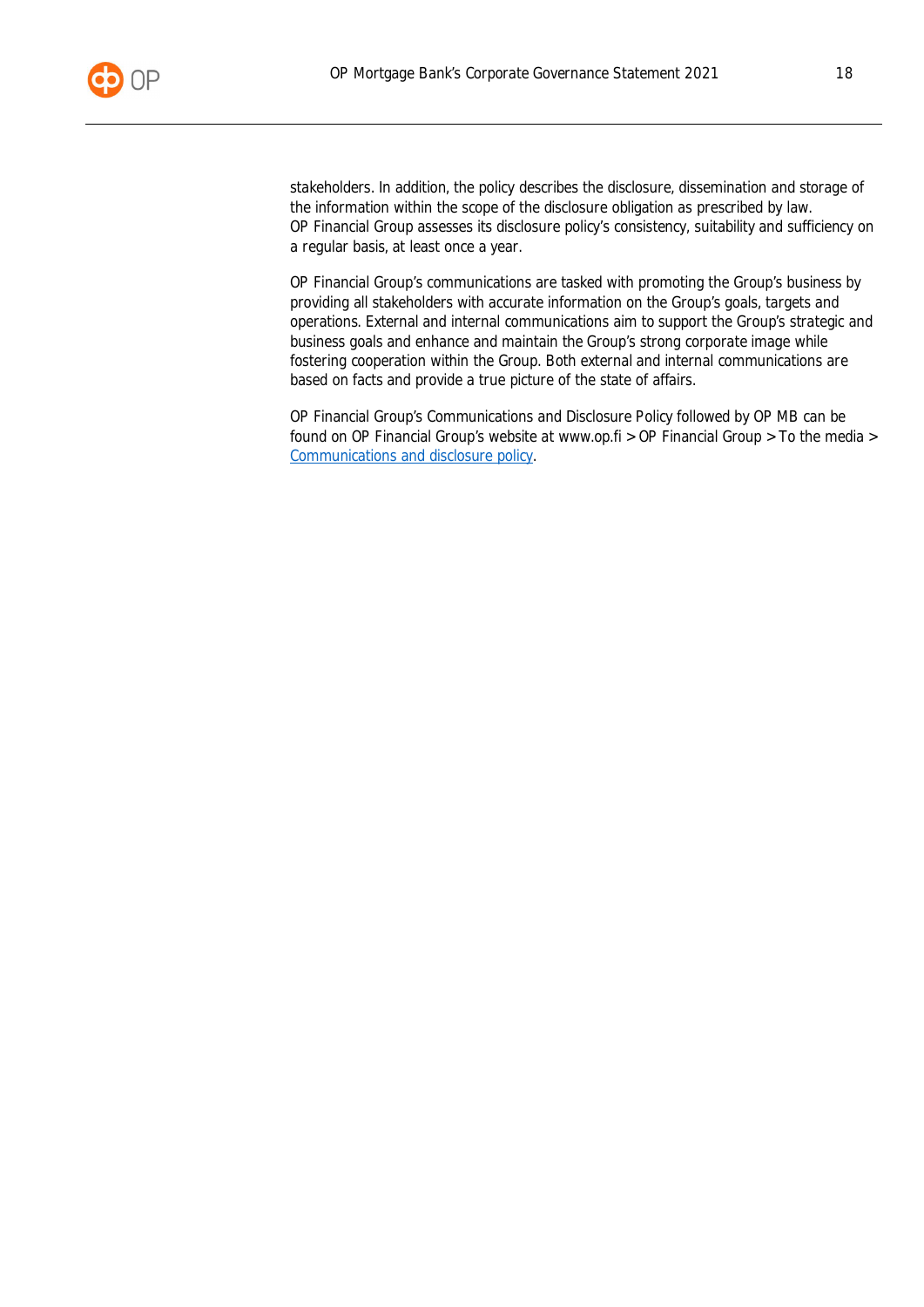stakeholders. In addition, the policy describes the disclosure, dissemination and storage of the information within the scope of the disclosure obligation as prescribed by law. OP Financial Group assesses its disclosure policy's consistency, suitability and sufficiency on a regular basis, at least once a year.

OP Financial Group's communications are tasked with promoting the Group's business by providing all stakeholders with accurate information on the Group's goals, targets and operations. External and internal communications aim to support the Group's strategic and business goals and enhance and maintain the Group's strong corporate image while fostering cooperation within the Group. Both external and internal communications are based on facts and provide a true picture of the state of affairs.

OP Financial Group's Communications and Disclosure Policy followed by OP MB can be found on OP Financial Group's website at www.op.fi > OP Financial Group > To the media > Communications and disclosure policy.